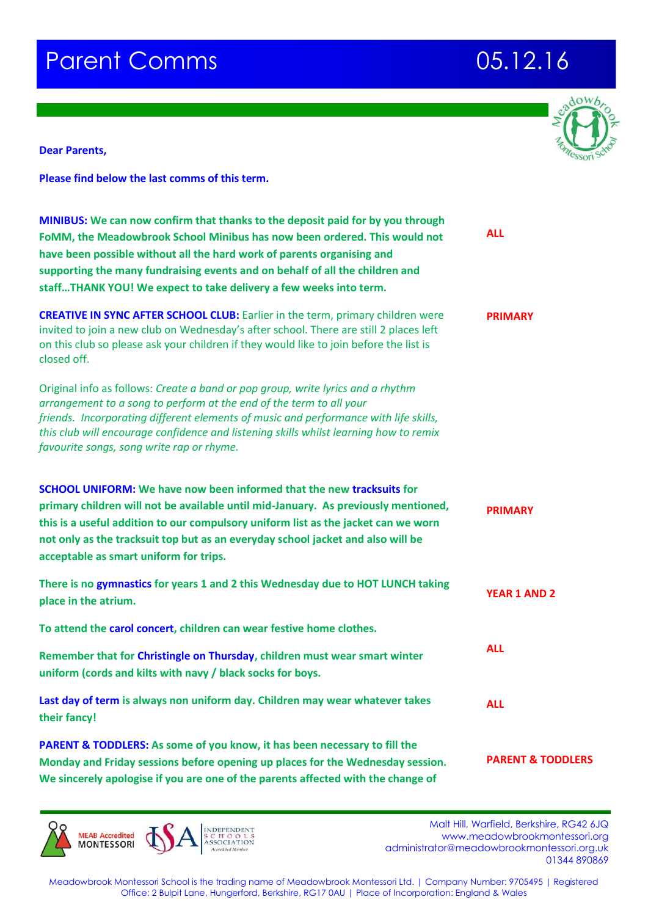# Parent Comms 05.12.16

**Dear Parents,**

**Please find below the last comms of this term.**

| | |
|---|---|
| **MINIBUS: We can now confirm that thanks to the deposit paid for by you through FoMM, the Meadowbrook School Minibus has now been ordered. This would not have been possible without all the hard work of parents organising and supporting the many fundraising events and on behalf of all the children and staff…THANK YOU! We expect to take delivery a few weeks into term.** | **ALL** |
| **CREATIVE IN SYNC AFTER SCHOOL CLUB:** Earlier in the term, primary children were invited to join a new club on Wednesday's after school. There are still 2 places left on this club so please ask your children if they would like to join before the list is closed off. | **PRIMARY** |
| Original info as follows: *Create a band or pop group, write lyrics and a rhythm arrangement to a song to perform at the end of the term to all your friends. Incorporating different elements of music and performance with life skills, this club will encourage confidence and listening skills whilst learning how to remix favourite songs, song write rap or rhyme.* | |
| **SCHOOL UNIFORM: We have now been informed that the new tracksuits for primary children will not be available until mid-January. As previously mentioned, this is a useful addition to our compulsory uniform list as the jacket can we worn not only as the tracksuit top but as an everyday school jacket and also will be acceptable as smart uniform for trips.** | **PRIMARY** |
| **There is no gymnastics for years 1 and 2 this Wednesday due to HOT LUNCH taking place in the atrium.** | **YEAR 1 AND 2** |
| **To attend the carol concert, children can wear festive home clothes.** | |
| **Remember that for Christingle on Thursday, children must wear smart winter uniform (cords and kilts with navy / black socks for boys.** | **ALL** |
| **Last day of term is always non uniform day. Children may wear whatever takes their fancy!** | **ALL** |
| **PARENT & TODDLERS: As some of you know, it has been necessary to fill the Monday and Friday sessions before opening up places for the Wednesday session. We sincerely apologise if you are one of the parents affected with the change of** | **PARENT & TODDLERS** |

MEAB Accredited MONTESSORI | INDEPENDENT SCHOOLS ASSOCIATION Accredited Member

Malt Hill, Warfield, Berkshire, RG42 6JQ
www.meadowbrookmontessori.org
administrator@meadowbrookmontessori.org.uk
01344 890869

Meadowbrook Montessori School is the trading name of Meadowbrook Montessori Ltd. | Company Number: 9705495 | Registered Office: 2 Bulpit Lane, Hungerford, Berkshire, RG17 0AU | Place of Incorporation: England & Wales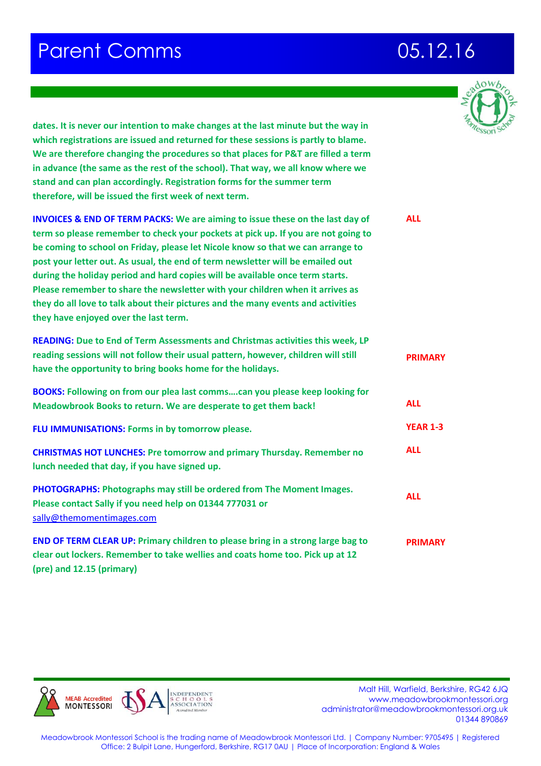dates. It is never our intention to make changes at the last minute but the way in which registrations are issued and returned for these sessions is partly to blame. We are therefore changing the procedures so that places for P&T are filled a term in advance (the same as the rest of the school). That way, we all know where we stand and can plan accordingly. Registration forms for the summer term therefore, will be issued the first week of next term.

| | |
|---|---|
| **INVOICES & END OF TERM PACKS:** We are aiming to issue these on the last day of term so please remember to check your pockets at pick up. If you are not going to be coming to school on Friday, please let Nicole know so that we can arrange to post your letter out. As usual, the end of term newsletter will be emailed out during the holiday period and hard copies will be available once term starts. Please remember to share the newsletter with your children when it arrives as they do all love to talk about their pictures and the many events and activities they have enjoyed over the last term. | **ALL** |
| **READING:** Due to End of Term Assessments and Christmas activities this week, LP reading sessions will not follow their usual pattern, however, children will still have the opportunity to bring books home for the holidays. | **PRIMARY** |
| **BOOKS:** Following on from our plea last comms….can you please keep looking for Meadowbrook Books to return. We are desperate to get them back! | **ALL** |
| **FLU IMMUNISATIONS:** Forms in by tomorrow please. | **YEAR 1-3** |
| **CHRISTMAS HOT LUNCHES:** Pre tomorrow and primary Thursday. Remember no lunch needed that day, if you have signed up. | **ALL** |
| **PHOTOGRAPHS:** Photographs may still be ordered from The Moment Images. Please contact Sally if you need help on 01344 777031 or sally@themomentimages.com | **ALL** |
| **END OF TERM CLEAR UP:** Primary children to please bring in a strong large bag to clear out lockers. Remember to take wellies and coats home too. Pick up at 12 (pre) and 12.15 (primary) | **PRIMARY** |